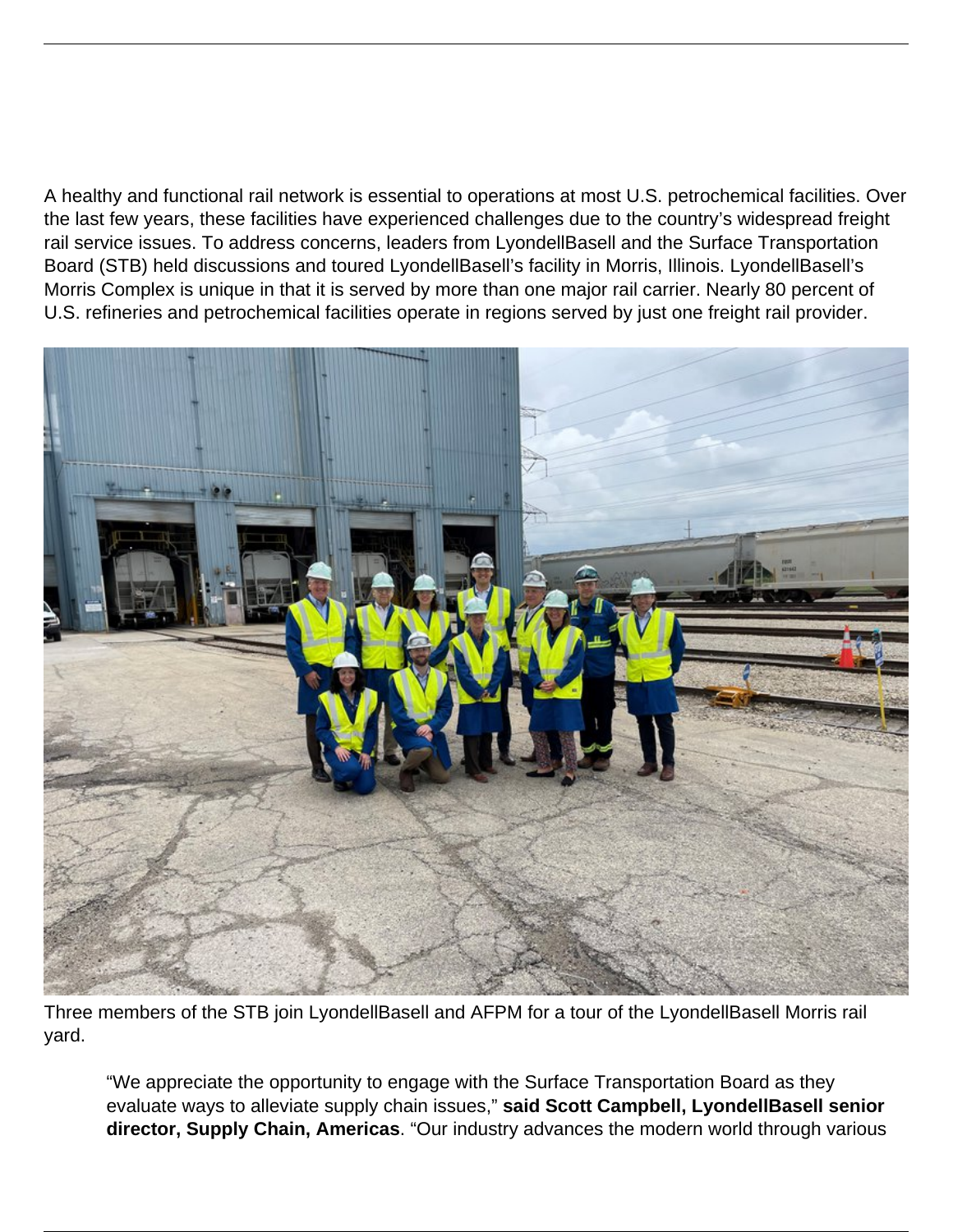A healthy and functional rail network is essential to operations at most U.S. petrochemical facilities. Over the last few years, these facilities have experienced challenges due to the country's widespread freight rail service issues. To address concerns, leaders from LyondellBasell and the Surface Transportation Board (STB) held discussions and toured LyondellBasell's facility in Morris, Illinois. LyondellBasell's Morris Complex is unique in that it is served by more than one major rail carrier. Nearly 80 percent of U.S. refineries and petrochemical facilities operate in regions served by just one freight rail provider.

Three members of the STB join LyondellBasell and AFPM for a tour of the LyondellBasell Morris rail yard.

> "We appreciate the opportunity to engage with the Surface Transportation Board as they evaluate ways to alleviate supply chain issues," **said Scott Campbell, LyondellBasell senior director, Supply Chain, Americas**. "Our industry advances the modern world through various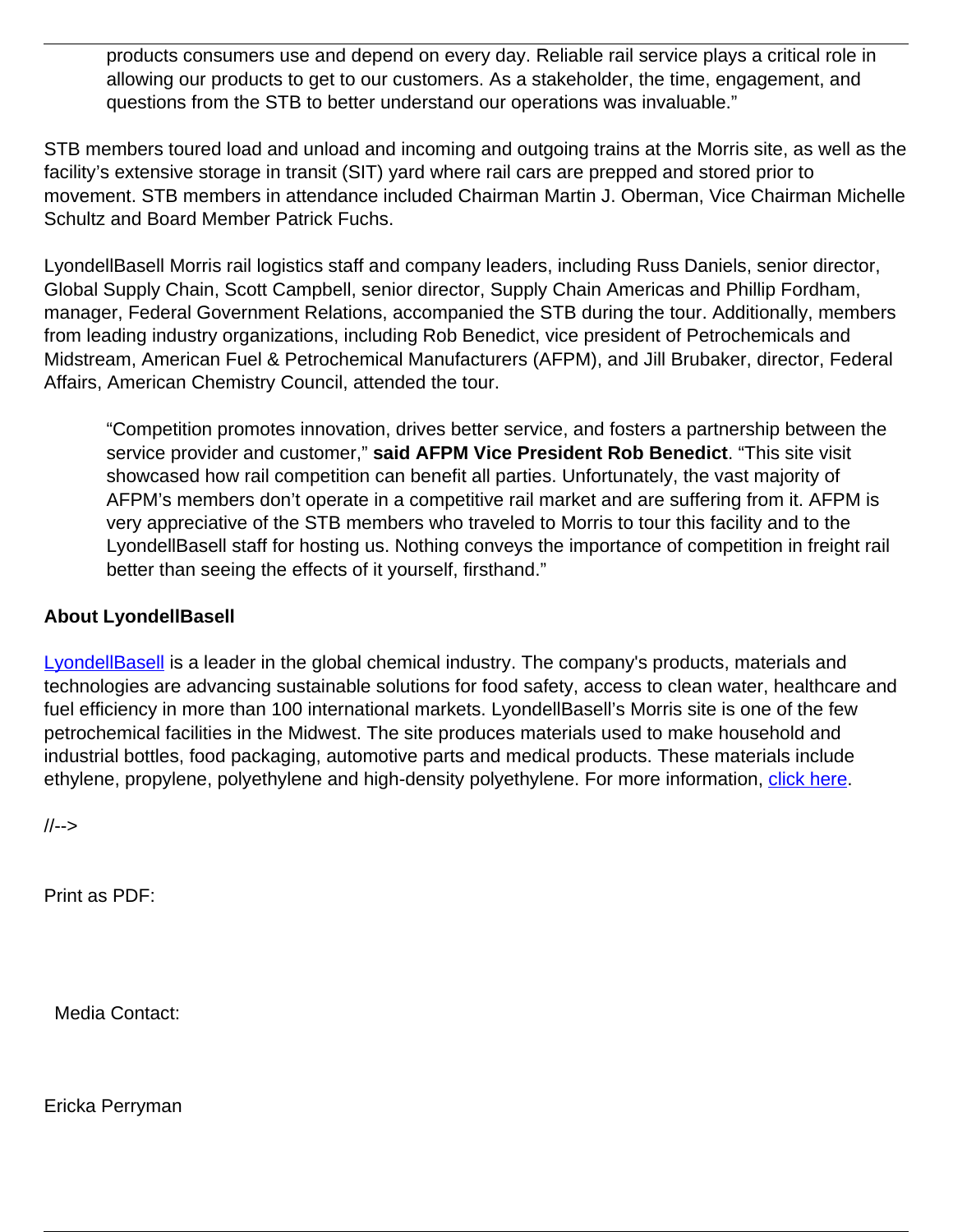products consumers use and depend on every day. Reliable rail service plays a critical role in allowing our products to get to our customers. As a stakeholder, the time, engagement, and questions from the STB to better understand our operations was invaluable."

STB members toured load and unload and incoming and outgoing trains at the Morris site, as well as the facility's extensive storage in transit (SIT) yard where rail cars are prepped and stored prior to movement. STB members in attendance included Chairman Martin J. Oberman, Vice Chairman Michelle Schultz and Board Member Patrick Fuchs.

LyondellBasell Morris rail logistics staff and company leaders, including Russ Daniels, senior director, Global Supply Chain, Scott Campbell, senior director, Supply Chain Americas and Phillip Fordham, manager, Federal Government Relations, accompanied the STB during the tour. Additionally, members from leading industry organizations, including Rob Benedict, vice president of Petrochemicals and Midstream, American Fuel & Petrochemical Manufacturers (AFPM), and Jill Brubaker, director, Federal Affairs, American Chemistry Council, attended the tour.

> "Competition promotes innovation, drives better service, and fosters a partnership between the service provider and customer," **said AFPM Vice President Rob Benedict**. "This site visit showcased how rail competition can benefit all parties. Unfortunately, the vast majority of AFPM's members don't operate in a competitive rail market and are suffering from it. AFPM is very appreciative of the STB members who traveled to Morris to tour this facility and to the LyondellBasell staff for hosting us. Nothing conveys the importance of competition in freight rail better than seeing the effects of it yourself, firsthand."

**About LyondellBasell**

LyondellBasell is a leader in the global chemical industry. The company's products, materials and technologies are advancing sustainable solutions for food safety, access to clean water, healthcare and fuel efficiency in more than 100 international markets. LyondellBasell's Morris site is one of the few petrochemical facilities in the Midwest. The site produces materials used to make household and industrial bottles, food packaging, automotive parts and medical products. These materials include ethylene, propylene, polyethylene and high-density polyethylene. For more information, click here.

//-->

Print as PDF:

Media Contact:

Ericka Perryman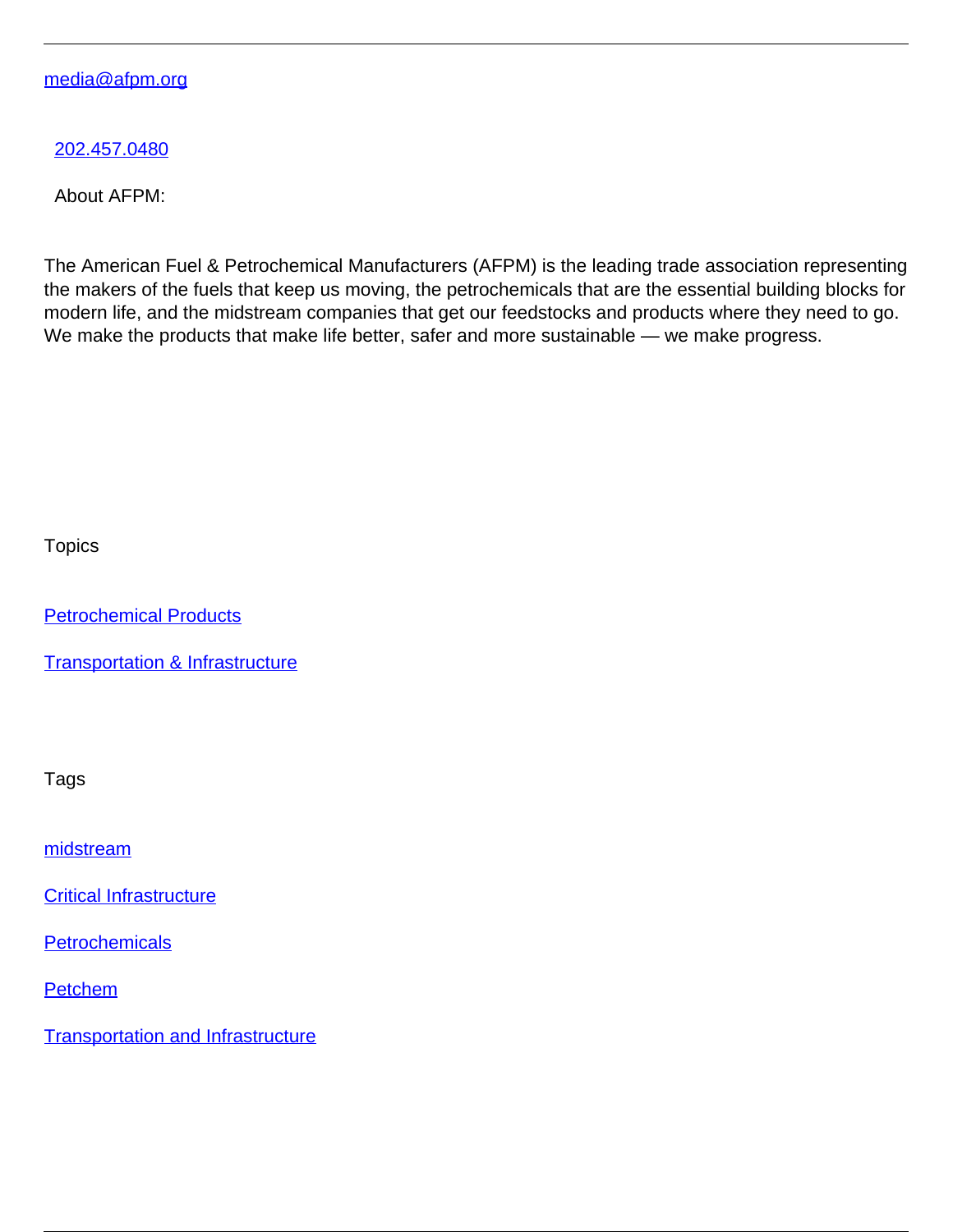media@afpm.org

202.457.0480

About AFPM:

The American Fuel & Petrochemical Manufacturers (AFPM) is the leading trade association representing the makers of the fuels that keep us moving, the petrochemicals that are the essential building blocks for modern life, and the midstream companies that get our feedstocks and products where they need to go. We make the products that make life better, safer and more sustainable — we make progress.

Topics

Petrochemical Products

Transportation & Infrastructure

Tags

midstream

Critical Infrastructure

Petrochemicals

Petchem

Transportation and Infrastructure